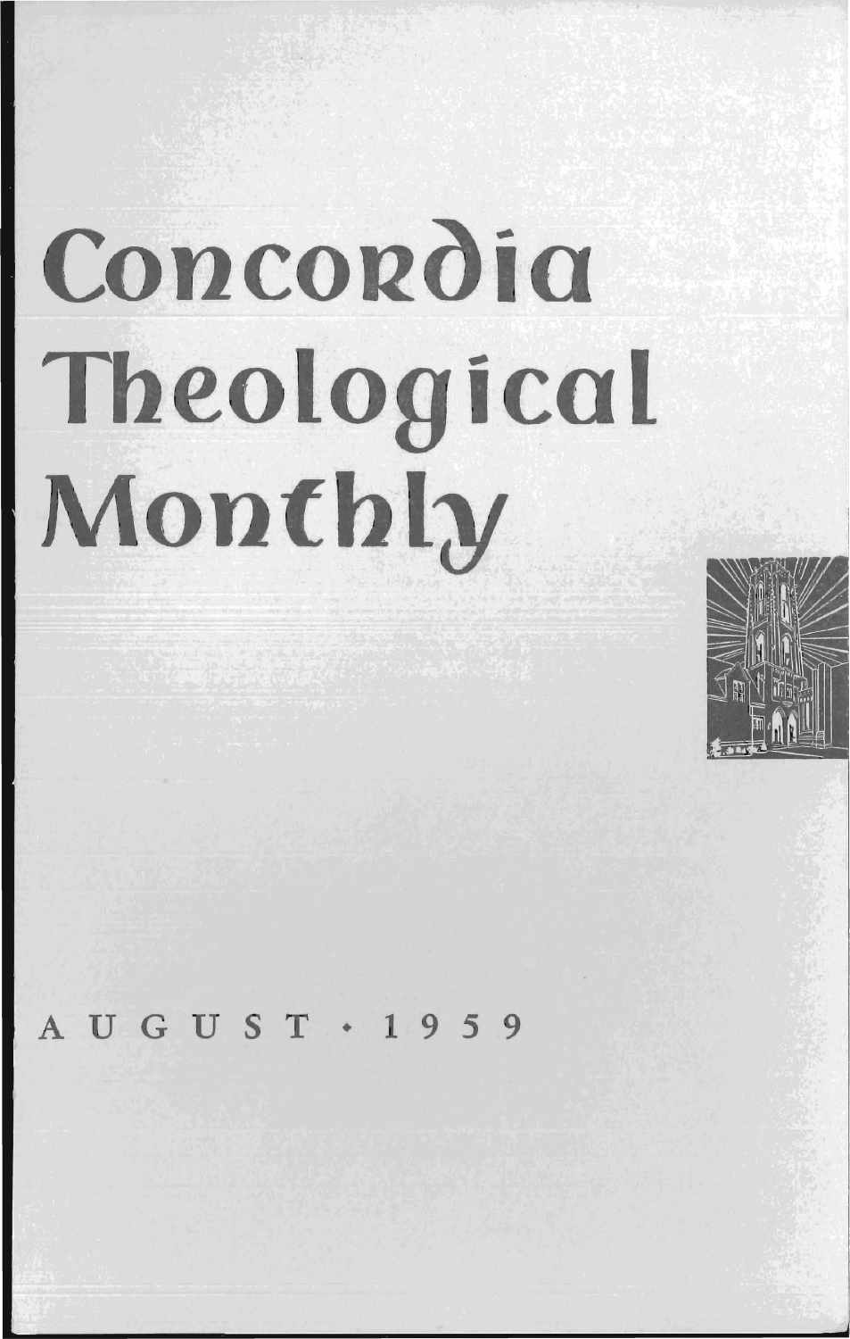# Concordia Theological Monthly

AUGUST • 1959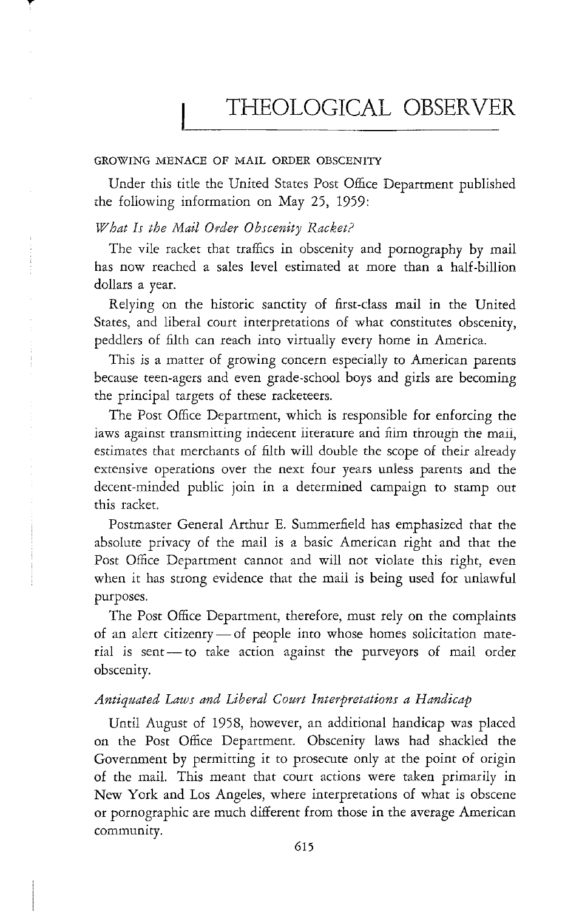# THEOLOGICAL OBSERVER

## GROWING MENACE OF MAIL ORDER OBSCENITY

Under this title the United States Post Office Department published the following information on May 25, 1959:

### *What Is the Mail Order Obscenity Racket?*

The vile racket that traffics in obscenity and pornography by mail has now reached a sales level estimated at more than a half-billion dollars a year.

Relying on the historic sanctity of first-class mail in the United States, and liberal court interpretations of what constitutes obscenity, peddlers of filth can reach into virtually every home in America.

This is a matter of growing concern especially to American parents because teen-agers and even grade-school boys and girls are becoming the principal targets of these racketeers.

The Post Office Department, which is responsible for enforcing the laws against transmitting indecent literature and film through the mail, estimates that merchants of filth will double the scope of their already extensive operations over the next four years unless parents and the decent-minded public join in a determined campaign to stamp out this racket.

Postmaster General Arthur E. Summerfield has emphasized that the absolute privacy of the mail is a basic American right and that the Post Office Department cannot and will not violate this right, even when it has strong evidence that the mail is being used for unlawful purposes.

The Post Office Department, therefore, must rely on the complaints of an alert citizenry — of people into whose homes solicitation material is sent — to take action against the purveyors of mail order obscenity.

### *Antiquated Laws and Liberal Court Interpretations a Handicap*

Until August of 1958, however, an additional handicap was placed on the Post Office Department. Obscenity laws had shackled the Government by permitting it to prosecute only at the point of origin of the mail. This meant that court actions were taken primarily in New York and Los Angeles, where interpretations of what is obscene or pornographic are much different from those in the average American community.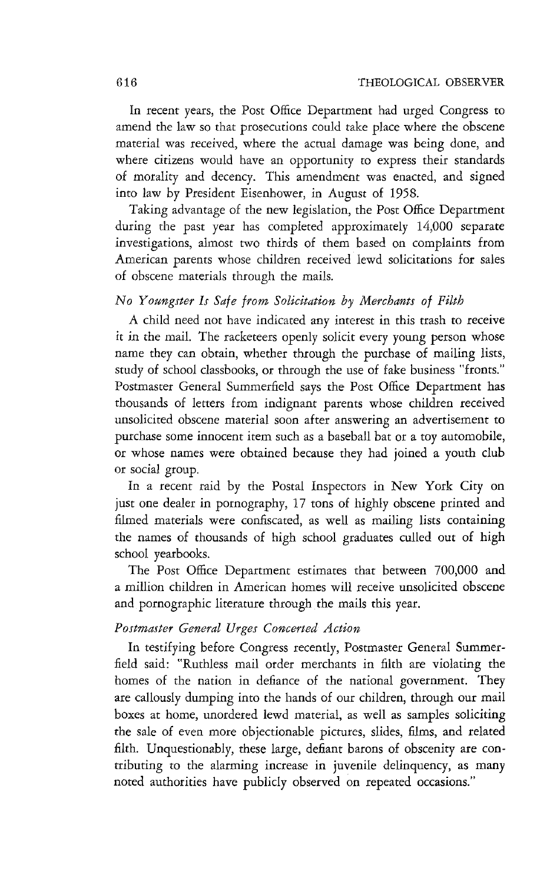In recent years, the Post Office Department had urged Congress to amend the law so that prosecutions could take place where the obscene material was received, where the actual damage was being done, and where citizens would have an opportunity to express their standards of morality and decency. This amendment was enacted, and signed into law by President Eisenhower, in August of 1958.

Taking advantage of the new legislation, the Post Office Department during the past year has completed approximately 14,000 separate investigations, almost two thirds of them based on complaints from American parents whose children received lewd solicitations for sales of obscene materials through the mails.

*No Youngster Is Safe from Solicitation by Merchants of Filth*

A child need not have indicated any interest in this trash to receive it in the mail. The racketeers openly solicit every young person whose name they can obtain, whether through the purchase of mailing lists, study of school classbooks, or through the use of fake business "fronts." Postmaster General Summerfield says the Post Office Department has thousands of letters from indignant parents whose children received unsolicited obscene material soon after answering an advertisement to purchase some innocent item such as a baseball bat or a toy automobile, or whose names were obtained because they had joined a youth club or social group.

In a recent raid by the Postal Inspectors in New York City on just one dealer in pornography, 17 tons of highly obscene printed and filmed materials were confiscated, as well as mailing lists containing the names of thousands of high school graduates culled out of high school yearbooks.

The Post Office Department estimates that between 700,000 and a million children in American homes will receive unsolicited obscene and pornographic literature through the mails this year.

*Postmaster General Urges Concerted Action*

In testifying before Congress recently, Postmaster General Summerfield said: "Ruthless mail order merchants in filth are violating the homes of the nation in defiance of the national government. They are callously dumping into the hands of our children, through our mail boxes at home, unordered lewd material, as well as samples soliciting the sale of even more objectionable pictures, slides, films, and related filth. Unquestionably, these large, defiant barons of obscenity are contributing to the alarming increase in juvenile delinquency, as many noted authorities have publicly observed on repeated occasions."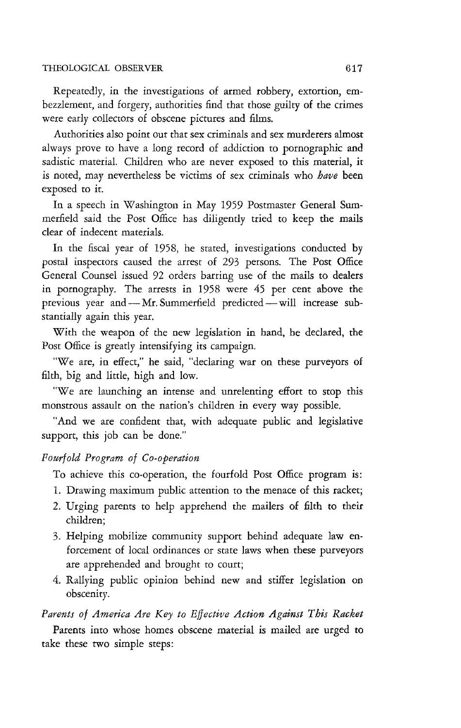Repeatedly, in the investigations of armed robbery, extortion, embezzlement, and forgery, authorities find that those guilty of the crimes were early collectors of obscene pictures and films.

Authorities also point out that sex criminals and sex murderers almost always prove to have a long record of addiction to pornographic and sadistic material. Children who are never exposed to this material, it is noted, may nevertheless be victims of sex criminals who *have* been exposed to it.

In a speech in Washington in May 1959 Postmaster General Summerfield said the Post Office has diligently tried to keep the mails clear of indecent materials.

In the fiscal year of 1958, he stated, investigations conducted by postal inspectors caused the arrest of 293 persons. The Post Office General Counsel issued 92 orders barring use of the mails to dealers in pornography. The arrests in 1958 were 45 per cent above the previous year and — Mr. Summerfield predicted — will increase substantially again this year.

With the weapon of the new legislation in hand, he declared, the Post Office is greatly intensifying its campaign.

"We are, in effect," he said, "declaring war on these purveyors of filth, big and little, high and low.

"We are launching an intense and unrelenting effort to stop this monstrous assault on the nation's children in every way possible.

"And we are confident that, with adequate public and legislative support, this job can be done."

*Fourfold Program of Co-operation*

To achieve this co-operation, the fourfold Post Office program is:

1. Drawing maximum public attention to the menace of this racket;
2. Urging parents to help apprehend the mailers of filth to their children;
3. Helping mobilize community support behind adequate law enforcement of local ordinances or state laws when these purveyors are apprehended and brought to court;
4. Rallying public opinion behind new and stiffer legislation on obscenity.

*Parents of America Are Key to Effective Action Against This Racket*

Parents into whose homes obscene material is mailed are urged to take these two simple steps: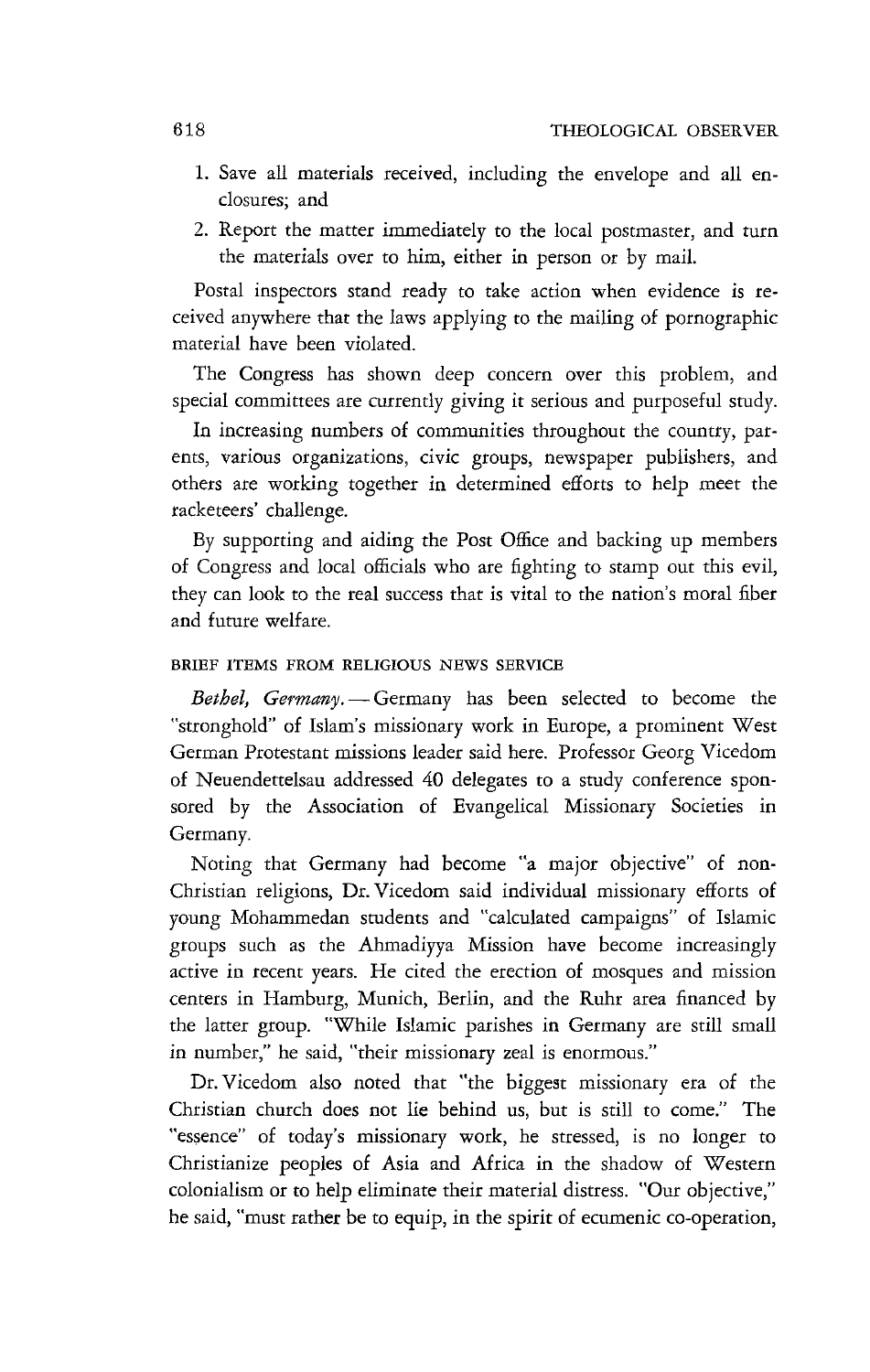1. Save all materials received, including the envelope and all enclosures; and
2. Report the matter immediately to the local postmaster, and turn the materials over to him, either in person or by mail.

Postal inspectors stand ready to take action when evidence is received anywhere that the laws applying to the mailing of pornographic material have been violated.

The Congress has shown deep concern over this problem, and special committees are currently giving it serious and purposeful study.

In increasing numbers of communities throughout the country, parents, various organizations, civic groups, newspaper publishers, and others are working together in determined efforts to help meet the racketeers' challenge.

By supporting and aiding the Post Office and backing up members of Congress and local officials who are fighting to stamp out this evil, they can look to the real success that is vital to the nation's moral fiber and future welfare.

## BRIEF ITEMS FROM RELIGIOUS NEWS SERVICE

*Bethel, Germany.* — Germany has been selected to become the "stronghold" of Islam's missionary work in Europe, a prominent West German Protestant missions leader said here. Professor Georg Vicedom of Neuendettelsau addressed 40 delegates to a study conference sponsored by the Association of Evangelical Missionary Societies in Germany.

Noting that Germany had become "a major objective" of non-Christian religions, Dr. Vicedom said individual missionary efforts of young Mohammedan students and "calculated campaigns" of Islamic groups such as the Ahmadiyya Mission have become increasingly active in recent years. He cited the erection of mosques and mission centers in Hamburg, Munich, Berlin, and the Ruhr area financed by the latter group. "While Islamic parishes in Germany are still small in number," he said, "their missionary zeal is enormous."

Dr. Vicedom also noted that "the biggest missionary era of the Christian church does not lie behind us, but is still to come." The "essence" of today's missionary work, he stressed, is no longer to Christianize peoples of Asia and Africa in the shadow of Western colonialism or to help eliminate their material distress. "Our objective," he said, "must rather be to equip, in the spirit of ecumenic co-operation,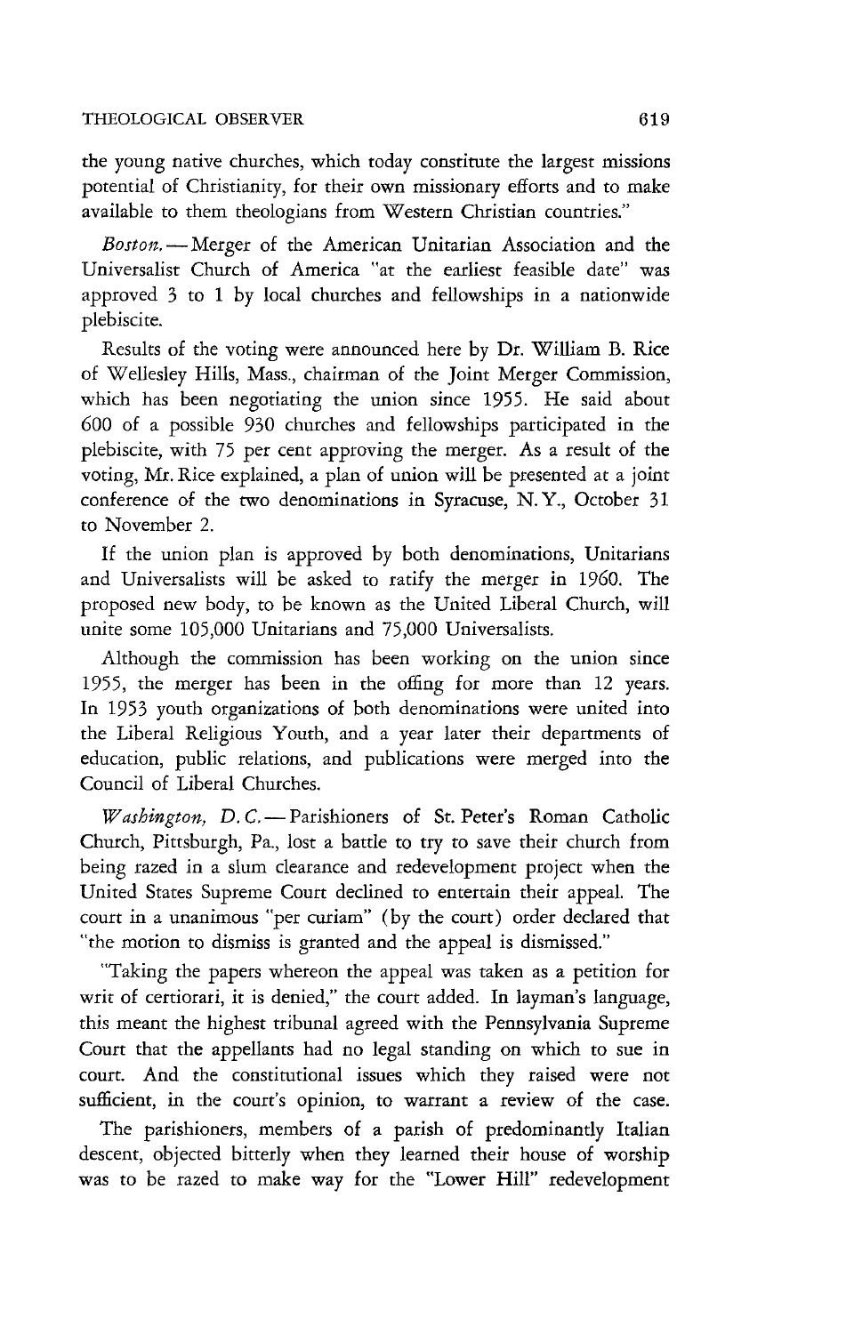the young native churches, which today constitute the largest missions potential of Christianity, for their own missionary efforts and to make available to them theologians from Western Christian countries."

*Boston.* — Merger of the American Unitarian Association and the Universalist Church of America "at the earliest feasible date" was approved 3 to 1 by local churches and fellowships in a nationwide plebiscite.

Results of the voting were announced here by Dr. William B. Rice of Wellesley Hills, Mass., chairman of the Joint Merger Commission, which has been negotiating the union since 1955. He said about 600 of a possible 930 churches and fellowships participated in the plebiscite, with 75 per cent approving the merger. As a result of the voting, Mr. Rice explained, a plan of union will be presented at a joint conference of the two denominations in Syracuse, N. Y., October 31 to November 2.

If the union plan is approved by both denominations, Unitarians and Universalists will be asked to ratify the merger in 1960. The proposed new body, to be known as the United Liberal Church, will unite some 105,000 Unitarians and 75,000 Universalists.

Although the commission has been working on the union since 1955, the merger has been in the offing for more than 12 years. In 1953 youth organizations of both denominations were united into the Liberal Religious Youth, and a year later their departments of education, public relations, and publications were merged into the Council of Liberal Churches.

*Washington, D. C.* — Parishioners of St. Peter's Roman Catholic Church, Pittsburgh, Pa., lost a battle to try to save their church from being razed in a slum clearance and redevelopment project when the United States Supreme Court declined to entertain their appeal. The court in a unanimous "per curiam" (by the court) order declared that "the motion to dismiss is granted and the appeal is dismissed."

"Taking the papers whereon the appeal was taken as a petition for writ of certiorari, it is denied," the court added. In layman's language, this meant the highest tribunal agreed with the Pennsylvania Supreme Court that the appellants had no legal standing on which to sue in court. And the constitutional issues which they raised were not sufficient, in the court's opinion, to warrant a review of the case.

The parishioners, members of a parish of predominantly Italian descent, objected bitterly when they learned their house of worship was to be razed to make way for the "Lower Hill" redevelopment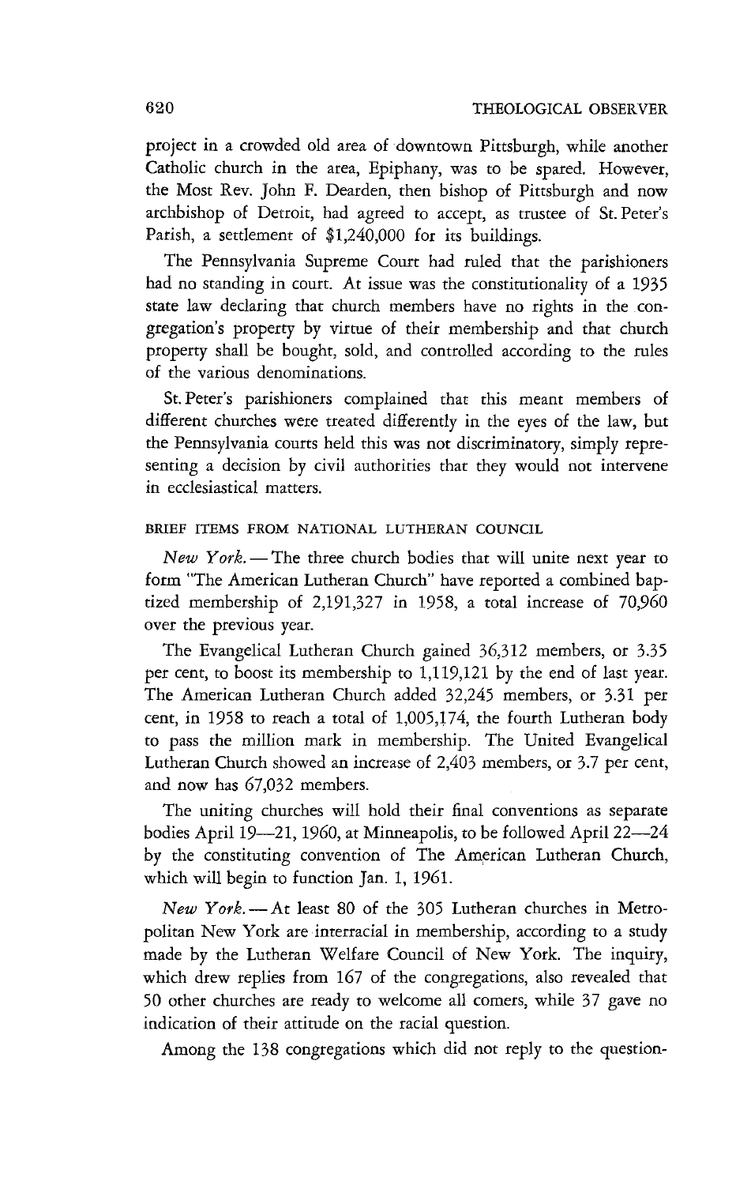project in a crowded old area of downtown Pittsburgh, while another Catholic church in the area, Epiphany, was to be spared. However, the Most Rev. John F. Dearden, then bishop of Pittsburgh and now archbishop of Detroit, had agreed to accept, as trustee of St. Peter's Parish, a settlement of $1,240,000 for its buildings.

The Pennsylvania Supreme Court had ruled that the parishioners had no standing in court. At issue was the constitutionality of a 1935 state law declaring that church members have no rights in the congregation's property by virtue of their membership and that church property shall be bought, sold, and controlled according to the rules of the various denominations.

St. Peter's parishioners complained that this meant members of different churches were treated differently in the eyes of the law, but the Pennsylvania courts held this was not discriminatory, simply representing a decision by civil authorities that they would not intervene in ecclesiastical matters.

## BRIEF ITEMS FROM NATIONAL LUTHERAN COUNCIL

*New York.* — The three church bodies that will unite next year to form "The American Lutheran Church" have reported a combined baptized membership of 2,191,327 in 1958, a total increase of 70,960 over the previous year.

The Evangelical Lutheran Church gained 36,312 members, or 3.35 per cent, to boost its membership to 1,119,121 by the end of last year. The American Lutheran Church added 32,245 members, or 3.31 per cent, in 1958 to reach a total of 1,005,174, the fourth Lutheran body to pass the million mark in membership. The United Evangelical Lutheran Church showed an increase of 2,403 members, or 3.7 per cent, and now has 67,032 members.

The uniting churches will hold their final conventions as separate bodies April 19—21, 1960, at Minneapolis, to be followed April 22—24 by the constituting convention of The American Lutheran Church, which will begin to function Jan. 1, 1961.

*New York.* — At least 80 of the 305 Lutheran churches in Metropolitan New York are interracial in membership, according to a study made by the Lutheran Welfare Council of New York. The inquiry, which drew replies from 167 of the congregations, also revealed that 50 other churches are ready to welcome all comers, while 37 gave no indication of their attitude on the racial question.

Among the 138 congregations which did not reply to the question-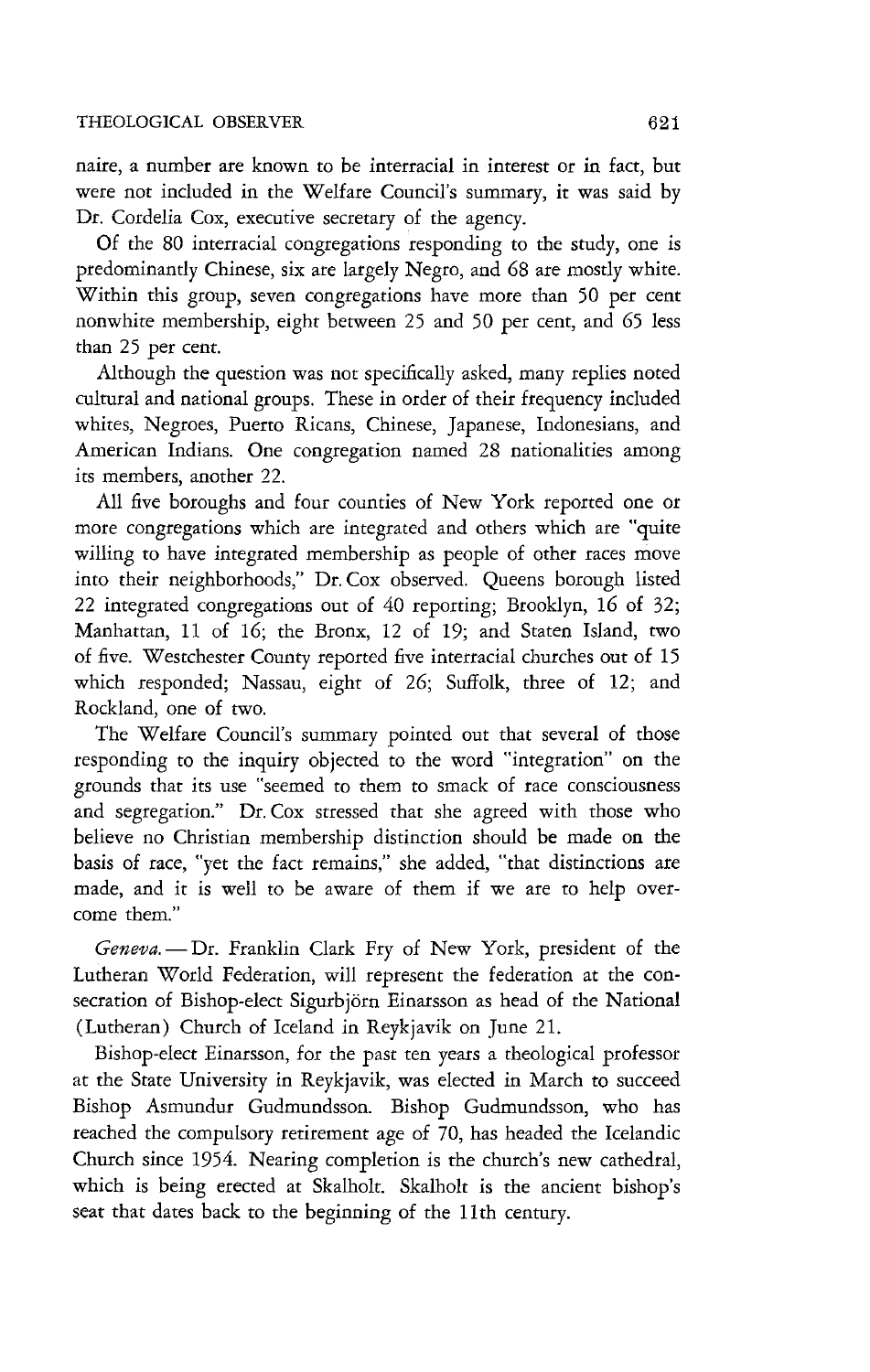naire, a number are known to be interracial in interest or in fact, but were not included in the Welfare Council's summary, it was said by Dr. Cordelia Cox, executive secretary of the agency.

Of the 80 interracial congregations responding to the study, one is predominantly Chinese, six are largely Negro, and 68 are mostly white. Within this group, seven congregations have more than 50 per cent nonwhite membership, eight between 25 and 50 per cent, and 65 less than 25 per cent.

Although the question was not specifically asked, many replies noted cultural and national groups. These in order of their frequency included whites, Negroes, Puerto Ricans, Chinese, Japanese, Indonesians, and American Indians. One congregation named 28 nationalities among its members, another 22.

All five boroughs and four counties of New York reported one or more congregations which are integrated and others which are "quite willing to have integrated membership as people of other races move into their neighborhoods," Dr. Cox observed. Queens borough listed 22 integrated congregations out of 40 reporting; Brooklyn, 16 of 32; Manhattan, 11 of 16; the Bronx, 12 of 19; and Staten Island, two of five. Westchester County reported five interracial churches out of 15 which responded; Nassau, eight of 26; Suffolk, three of 12; and Rockland, one of two.

The Welfare Council's summary pointed out that several of those responding to the inquiry objected to the word "integration" on the grounds that its use "seemed to them to smack of race consciousness and segregation." Dr. Cox stressed that she agreed with those who believe no Christian membership distinction should be made on the basis of race, "yet the fact remains," she added, "that distinctions are made, and it is well to be aware of them if we are to help overcome them."

*Geneva.* — Dr. Franklin Clark Fry of New York, president of the Lutheran World Federation, will represent the federation at the consecration of Bishop-elect Sigurbjörn Einarsson as head of the National (Lutheran) Church of Iceland in Reykjavik on June 21.

Bishop-elect Einarsson, for the past ten years a theological professor at the State University in Reykjavik, was elected in March to succeed Bishop Asmundur Gudmundsson. Bishop Gudmundsson, who has reached the compulsory retirement age of 70, has headed the Icelandic Church since 1954. Nearing completion is the church's new cathedral, which is being erected at Skalholt. Skalholt is the ancient bishop's seat that dates back to the beginning of the 11th century.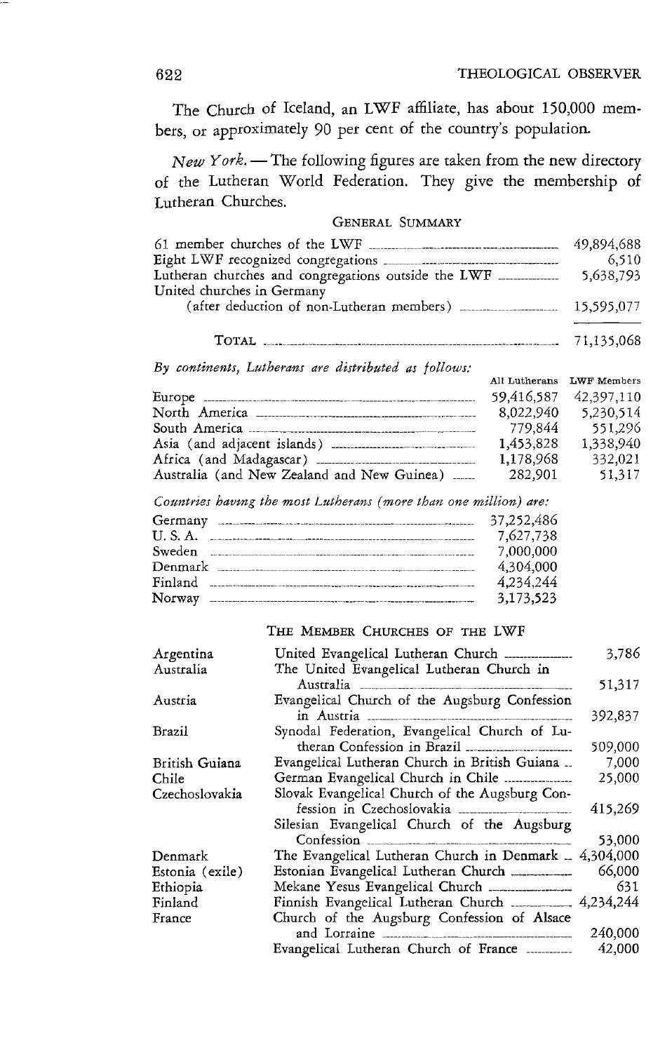The Church of Iceland, an LWF affiliate, has about 150,000 members, or approximately 90 per cent of the country's population.

*New York.* — The following figures are taken from the new directory of the Lutheran World Federation. They give the membership of Lutheran Churches.

GENERAL SUMMARY

| | |
|---|---|
| 61 member churches of the LWF | 49,894,688 |
| Eight LWF recognized congregations | 6,510 |
| Lutheran churches and congregations outside the LWF | 5,638,793 |
| United churches in Germany (after deduction of non-Lutheran members) | 15,595,077 |
| TOTAL | 71,135,068 |

*By continents, Lutherans are distributed as follows:*

| | All Lutherans | LWF Members |
|---|---|---|
| Europe | 59,416,587 | 42,397,110 |
| North America | 8,022,940 | 5,230,514 |
| South America | 779,844 | 551,296 |
| Asia (and adjacent islands) | 1,453,828 | 1,338,940 |
| Africa (and Madagascar) | 1,178,968 | 332,021 |
| Australia (and New Zealand and New Guinea) | 282,901 | 51,317 |

*Countries having the most Lutherans (more than one million) are:*

| | |
|---|---|
| Germany | 37,252,486 |
| U. S. A. | 7,627,738 |
| Sweden | 7,000,000 |
| Denmark | 4,304,000 |
| Finland | 4,234,244 |
| Norway | 3,173,523 |

THE MEMBER CHURCHES OF THE LWF

| | | |
|---|---|---|
| Argentina | United Evangelical Lutheran Church | 3,786 |
| Australia | The United Evangelical Lutheran Church in Australia | 51,317 |
| Austria | Evangelical Church of the Augsburg Confession in Austria | 392,837 |
| Brazil | Synodal Federation, Evangelical Church of Lutheran Confession in Brazil | 509,000 |
| British Guiana | Evangelical Lutheran Church in British Guiana | 7,000 |
| Chile | German Evangelical Church in Chile | 25,000 |
| Czechoslovakia | Slovak Evangelical Church of the Augsburg Confession in Czechoslovakia | 415,269 |
| | Silesian Evangelical Church of the Augsburg Confession | 53,000 |
| Denmark | The Evangelical Lutheran Church in Denmark | 4,304,000 |
| Estonia (exile) | Estonian Evangelical Lutheran Church | 66,000 |
| Ethiopia | Mekane Yesus Evangelical Church | 631 |
| Finland | Finnish Evangelical Lutheran Church | 4,234,244 |
| France | Church of the Augsburg Confession of Alsace and Lorraine | 240,000 |
| | Evangelical Lutheran Church of France | 42,000 |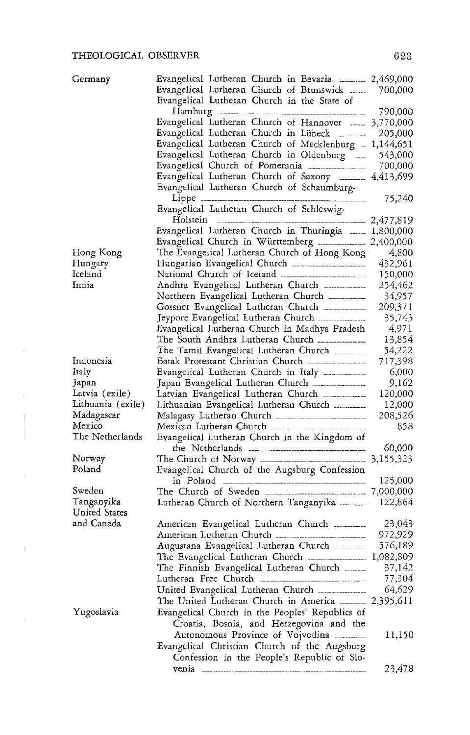| Country | Church | Members |
|---|---|---|
| Germany | Evangelical Lutheran Church in Bavaria | 2,469,000 |
| | Evangelical Lutheran Church of Brunswick | 700,000 |
| | Evangelical Lutheran Church in the State of Hamburg | 790,000 |
| | Evangelical Lutheran Church of Hannover | 3,770,000 |
| | Evangelical Lutheran Church in Lübeck | 205,000 |
| | Evangelical Lutheran Church of Mecklenburg | 1,144,651 |
| | Evangelical Lutheran Church in Oldenburg | 543,000 |
| | Evangelical Church of Pomerania | 700,000 |
| | Evangelical Lutheran Church of Saxony | 4,413,699 |
| | Evangelical Lutheran Church of Schaumburg-Lippe | 75,240 |
| | Evangelical Lutheran Church of Schleswig-Holstein | 2,477,819 |
| | Evangelical Lutheran Church in Thuringia | 1,800,000 |
| | Evangelical Church in Württemberg | 2,400,000 |
| Hong Kong | The Evangelical Lutheran Church of Hong Kong | 4,800 |
| Hungary | Hungarian Evangelical Church | 432,961 |
| Iceland | National Church of Iceland | 150,000 |
| India | Andhra Evangelical Lutheran Church | 254,462 |
| | Northern Evangelical Lutheran Church | 34,957 |
| | Gossner Evangelical Lutheran Church | 209,371 |
| | Jeypore Evangelical Lutheran Church | 35,743 |
| | Evangelical Lutheran Church in Madhya Pradesh | 4,971 |
| | The South Andhra Lutheran Church | 13,854 |
| | The Tamil Evangelical Lutheran Church | 54,222 |
| Indonesia | Batak Protestant Christian Church | 717,398 |
| Italy | Evangelical Lutheran Church in Italy | 6,000 |
| Japan | Japan Evangelical Lutheran Church | 9,162 |
| Latvia (exile) | Latvian Evangelical Lutheran Church | 120,000 |
| Lithuania (exile) | Lithuanian Evangelical Lutheran Church | 12,000 |
| Madagascar | Malagasy Lutheran Church | 208,526 |
| Mexico | Mexican Lutheran Church | 858 |
| The Netherlands | Evangelical Lutheran Church in the Kingdom of the Netherlands | 60,000 |
| Norway | The Church of Norway | 3,155,323 |
| Poland | Evangelical Church of the Augsburg Confession in Poland | 125,000 |
| Sweden | The Church of Sweden | 7,000,000 |
| Tanganyika | Lutheran Church of Northern Tanganyika | 122,864 |
| United States and Canada | American Evangelical Lutheran Church | 23,043 |
| | American Lutheran Church | 972,929 |
| | Augustana Evangelical Lutheran Church | 576,189 |
| | The Evangelical Lutheran Church | 1,082,809 |
| | The Finnish Evangelical Lutheran Church | 37,142 |
| | Lutheran Free Church | 77,304 |
| | United Evangelical Lutheran Church | 64,629 |
| | The United Lutheran Church in America | 2,395,611 |
| Yugoslavia | Evangelical Church in the Peoples' Republics of Croatia, Bosnia, and Herzegovina and the Autonomous Province of Vojvodina | 11,150 |
| | Evangelical Christian Church of the Augsburg Confession in the People's Republic of Slovenia | 23,478 |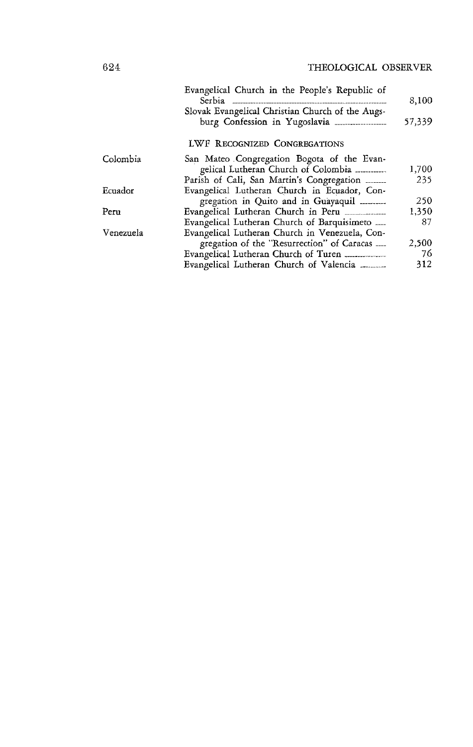| | | |
|---|---|---|
| | Evangelical Church in the People's Republic of Serbia | 8,100 |
| | Slovak Evangelical Christian Church of the Augsburg Confession in Yugoslavia | 57,339 |
| | LWF RECOGNIZED CONGREGATIONS | |
| Colombia | San Mateo Congregation Bogota of the Evangelical Lutheran Church of Colombia | 1,700 |
| | Parish of Cali, San Martin's Congregation | 235 |
| Ecuador | Evangelical Lutheran Church in Ecuador, Congregation in Quito and in Guayaquil | 250 |
| Peru | Evangelical Lutheran Church in Peru | 1,350 |
| | Evangelical Lutheran Church of Barquisimeto | 87 |
| Venezuela | Evangelical Lutheran Church in Venezuela, Congregation of the "Resurrection" of Caracas | 2,500 |
| | Evangelical Lutheran Church of Turen | 76 |
| | Evangelical Lutheran Church of Valencia | 312 |